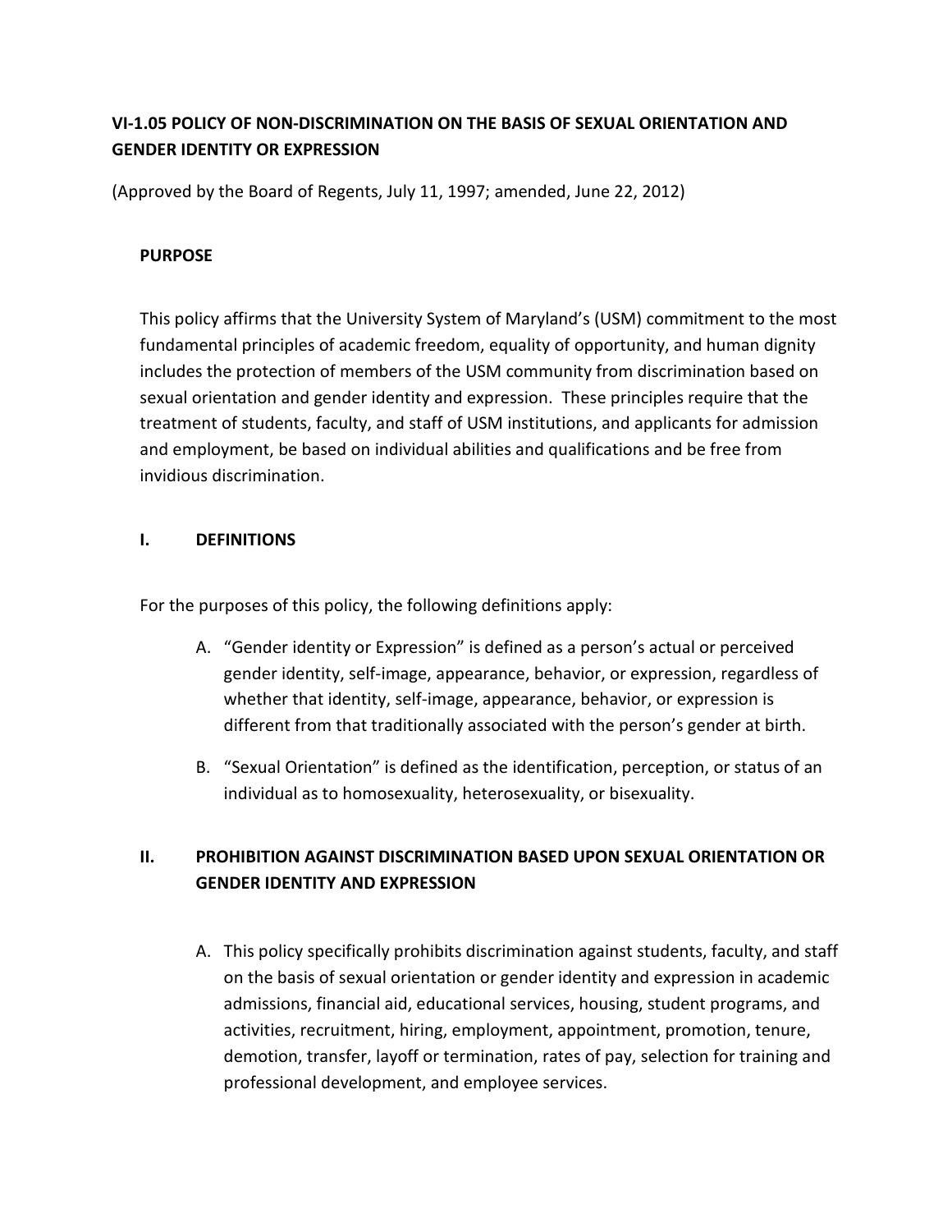# VI-1.05 POLICY OF NON-DISCRIMINATION ON THE BASIS OF SEXUAL ORIENTATION AND GENDER IDENTITY OR EXPRESSION

(Approved by the Board of Regents, July 11, 1997; amended, June 22, 2012)

## PURPOSE

This policy affirms that the University System of Maryland's (USM) commitment to the most fundamental principles of academic freedom, equality of opportunity, and human dignity includes the protection of members of the USM community from discrimination based on sexual orientation and gender identity and expression. These principles require that the treatment of students, faculty, and staff of USM institutions, and applicants for admission and employment, be based on individual abilities and qualifications and be free from invidious discrimination.

## I. DEFINITIONS

For the purposes of this policy, the following definitions apply:

A. "Gender identity or Expression" is defined as a person's actual or perceived gender identity, self-image, appearance, behavior, or expression, regardless of whether that identity, self-image, appearance, behavior, or expression is different from that traditionally associated with the person's gender at birth.

B. "Sexual Orientation" is defined as the identification, perception, or status of an individual as to homosexuality, heterosexuality, or bisexuality.

## II. PROHIBITION AGAINST DISCRIMINATION BASED UPON SEXUAL ORIENTATION OR GENDER IDENTITY AND EXPRESSION

A. This policy specifically prohibits discrimination against students, faculty, and staff on the basis of sexual orientation or gender identity and expression in academic admissions, financial aid, educational services, housing, student programs, and activities, recruitment, hiring, employment, appointment, promotion, tenure, demotion, transfer, layoff or termination, rates of pay, selection for training and professional development, and employee services.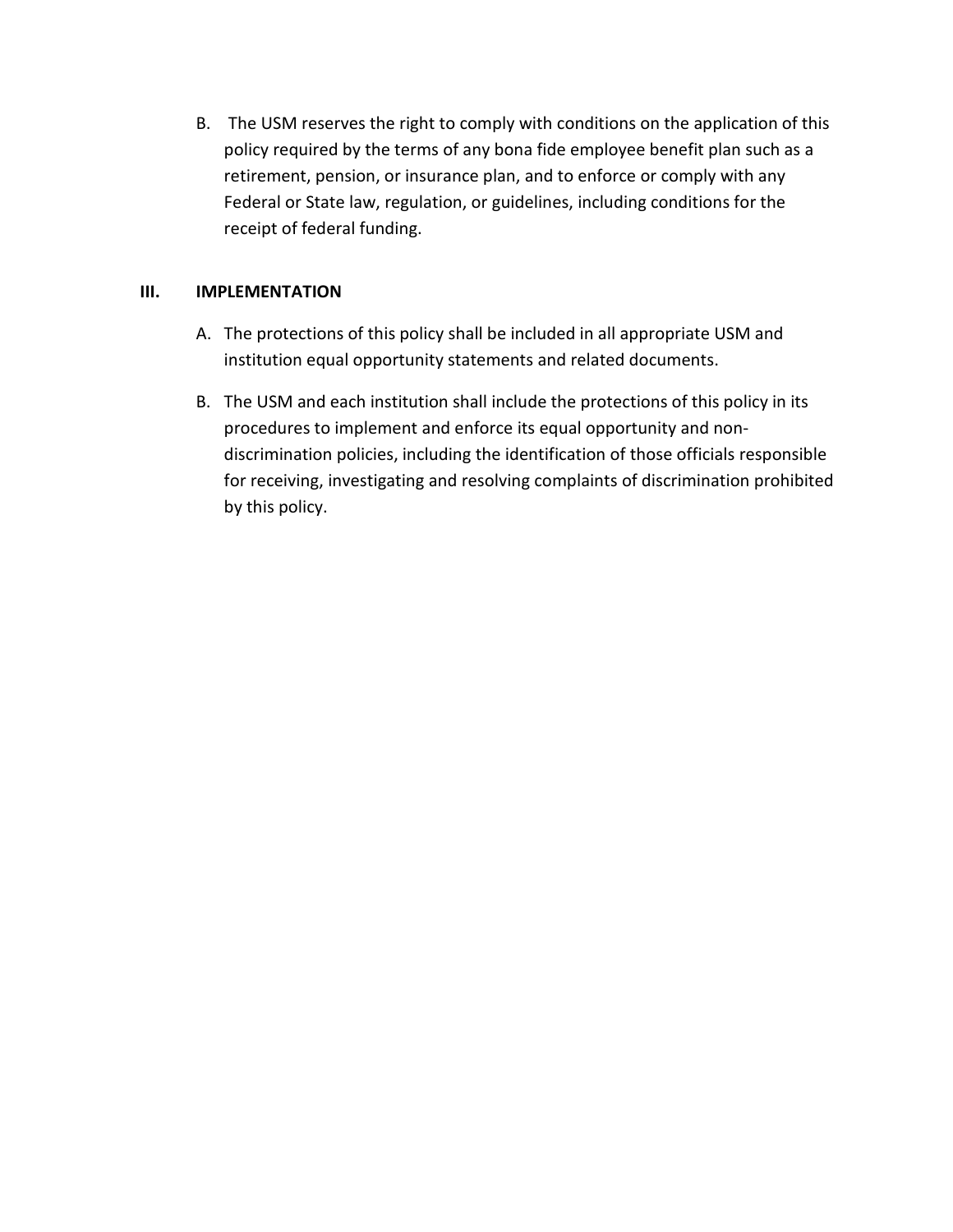B. The USM reserves the right to comply with conditions on the application of this policy required by the terms of any bona fide employee benefit plan such as a retirement, pension, or insurance plan, and to enforce or comply with any Federal or State law, regulation, or guidelines, including conditions for the receipt of federal funding.

## III. IMPLEMENTATION

A. The protections of this policy shall be included in all appropriate USM and institution equal opportunity statements and related documents.

B. The USM and each institution shall include the protections of this policy in its procedures to implement and enforce its equal opportunity and non-discrimination policies, including the identification of those officials responsible for receiving, investigating and resolving complaints of discrimination prohibited by this policy.